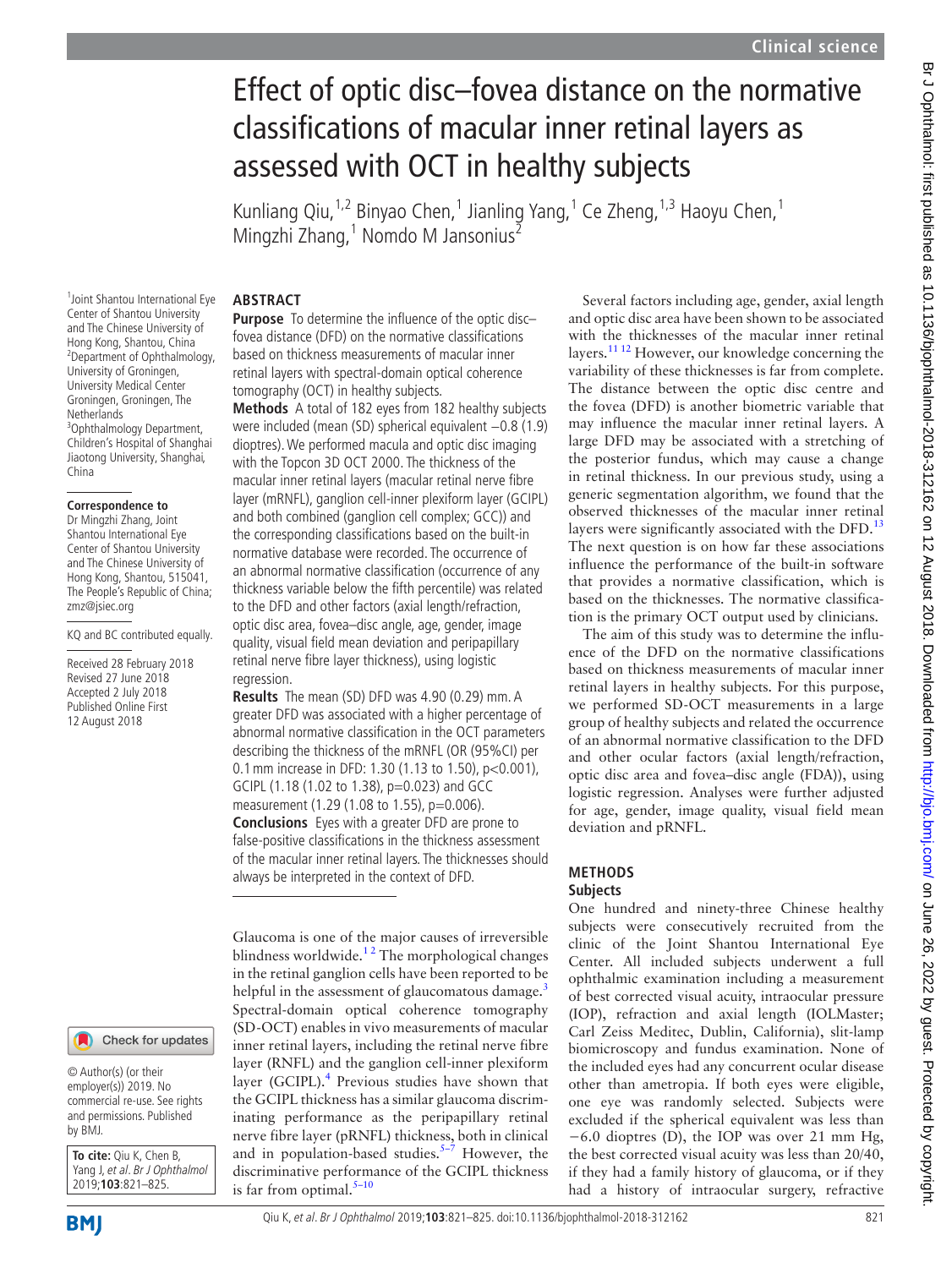# Effect of optic disc–fovea distance on the normative classifications of macular inner retinal layers as assessed with OCT in healthy subjects

Kunliang Qiu,[1,2] Binyao Chen,[1] Jianling Yang,[1] Ce Zheng,[1,3] Haoyu Chen,[1] Mingzhi Zhang,[1] Nomdo M Jansonius[2]

[1]Joint Shantou International Eye Center of Shantou University and The Chinese University of Hong Kong, Shantou, China
[2]Department of Ophthalmology, University of Groningen, University Medical Center Groningen, Groningen, The Netherlands
[3]Ophthalmology Department, Children's Hospital of Shanghai Jiaotong University, Shanghai, China

**Correspondence to**
Dr Mingzhi Zhang, Joint Shantou International Eye Center of Shantou University and The Chinese University of Hong Kong, Shantou, 515041, The People's Republic of China; zmz@jsiec.org

KQ and BC contributed equally.

Received 28 February 2018
Revised 27 June 2018
Accepted 2 July 2018
Published Online First 12 August 2018

© Author(s) (or their employer(s)) 2019. No commercial re-use. See rights and permissions. Published by BMJ.

**To cite:** Qiu K, Chen B, Yang J, *et al. Br J Ophthalmol* 2019;**103**:821–825.

## ABSTRACT

**Purpose** To determine the influence of the optic disc–fovea distance (DFD) on the normative classifications based on thickness measurements of macular inner retinal layers with spectral-domain optical coherence tomography (OCT) in healthy subjects.

**Methods** A total of 182 eyes from 182 healthy subjects were included (mean (SD) spherical equivalent −0.8 (1.9) dioptres). We performed macula and optic disc imaging with the Topcon 3D OCT 2000. The thickness of the macular inner retinal layers (macular retinal nerve fibre layer (mRNFL), ganglion cell-inner plexiform layer (GCIPL) and both combined (ganglion cell complex; GCC)) and the corresponding classifications based on the built-in normative database were recorded. The occurrence of an abnormal normative classification (occurrence of any thickness variable below the fifth percentile) was related to the DFD and other factors (axial length/refraction, optic disc area, fovea–disc angle, age, gender, image quality, visual field mean deviation and peripapillary retinal nerve fibre layer thickness), using logistic regression.

**Results** The mean (SD) DFD was 4.90 (0.29) mm. A greater DFD was associated with a higher percentage of abnormal normative classification in the OCT parameters describing the thickness of the mRNFL (OR (95%CI) per 0.1 mm increase in DFD: 1.30 (1.13 to 1.50), p<0.001), GCIPL (1.18 (1.02 to 1.38), p=0.023) and GCC measurement (1.29 (1.08 to 1.55), p=0.006).

**Conclusions** Eyes with a greater DFD are prone to false-positive classifications in the thickness assessment of the macular inner retinal layers. The thicknesses should always be interpreted in the context of DFD.

Glaucoma is one of the major causes of irreversible blindness worldwide.[1 2] The morphological changes in the retinal ganglion cells have been reported to be helpful in the assessment of glaucomatous damage.[3] Spectral-domain optical coherence tomography (SD-OCT) enables in vivo measurements of macular inner retinal layers, including the retinal nerve fibre layer (RNFL) and the ganglion cell-inner plexiform layer (GCIPL).[4] Previous studies have shown that the GCIPL thickness has a similar glaucoma discriminating performance as the peripapillary retinal nerve fibre layer (pRNFL) thickness, both in clinical and in population-based studies.[5–7] However, the discriminative performance of the GCIPL thickness is far from optimal.[5–10]

Several factors including age, gender, axial length and optic disc area have been shown to be associated with the thicknesses of the macular inner retinal layers.[11 12] However, our knowledge concerning the variability of these thicknesses is far from complete. The distance between the optic disc centre and the fovea (DFD) is another biometric variable that may influence the macular inner retinal layers. A large DFD may be associated with a stretching of the posterior fundus, which may cause a change in retinal thickness. In our previous study, using a generic segmentation algorithm, we found that the observed thicknesses of the macular inner retinal layers were significantly associated with the DFD.[13] The next question is on how far these associations influence the performance of the built-in software that provides a normative classification, which is based on the thicknesses. The normative classification is the primary OCT output used by clinicians.

The aim of this study was to determine the influence of the DFD on the normative classifications based on thickness measurements of macular inner retinal layers in healthy subjects. For this purpose, we performed SD-OCT measurements in a large group of healthy subjects and related the occurrence of an abnormal normative classification to the DFD and other ocular factors (axial length/refraction, optic disc area and fovea–disc angle (FDA)), using logistic regression. Analyses were further adjusted for age, gender, image quality, visual field mean deviation and pRNFL.

## METHODS

### Subjects

One hundred and ninety-three Chinese healthy subjects were consecutively recruited from the clinic of the Joint Shantou International Eye Center. All included subjects underwent a full ophthalmic examination including a measurement of best corrected visual acuity, intraocular pressure (IOP), refraction and axial length (IOLMaster; Carl Zeiss Meditec, Dublin, California), slit-lamp biomicroscopy and fundus examination. None of the included eyes had any concurrent ocular disease other than ametropia. If both eyes were eligible, one eye was randomly selected. Subjects were excluded if the spherical equivalent was less than −6.0 dioptres (D), the IOP was over 21 mm Hg, the best corrected visual acuity was less than 20/40, if they had a family history of glaucoma, or if they had a history of intraocular surgery, refractive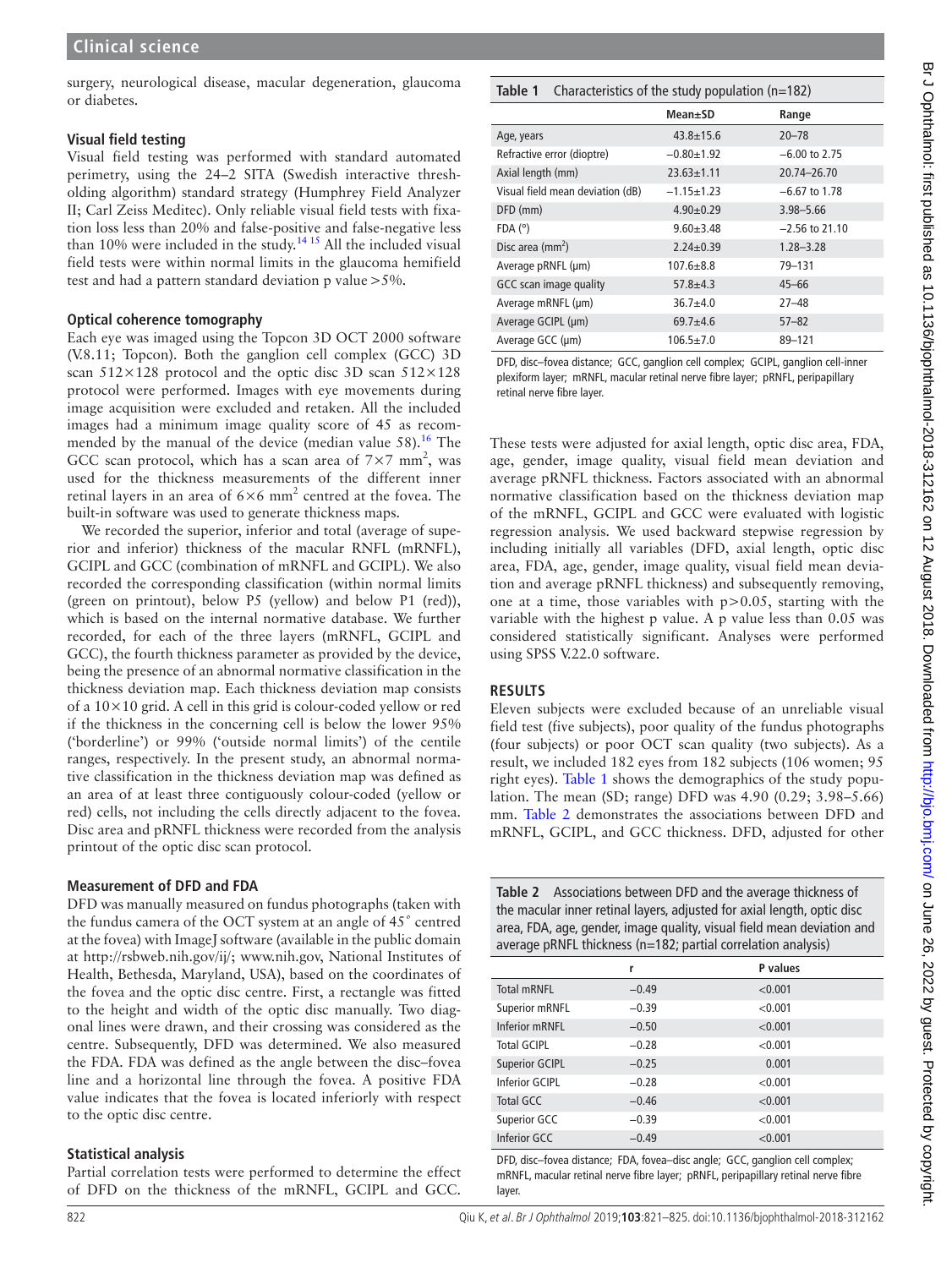surgery, neurological disease, macular degeneration, glaucoma or diabetes.

### Visual field testing

Visual field testing was performed with standard automated perimetry, using the 24–2 SITA (Swedish interactive thresholding algorithm) standard strategy (Humphrey Field Analyzer II; Carl Zeiss Meditec). Only reliable visual field tests with fixation loss less than 20% and false-positive and false-negative less than 10% were included in the study.[14 15] All the included visual field tests were within normal limits in the glaucoma hemifield test and had a pattern standard deviation p value >5%.

### Optical coherence tomography

Each eye was imaged using the Topcon 3D OCT 2000 software (V.8.11; Topcon). Both the ganglion cell complex (GCC) 3D scan 512×128 protocol and the optic disc 3D scan 512×128 protocol were performed. Images with eye movements during image acquisition were excluded and retaken. All the included images had a minimum image quality score of 45 as recommended by the manual of the device (median value 58).[16] The GCC scan protocol, which has a scan area of 7×7 mm$^2$, was used for the thickness measurements of the different inner retinal layers in an area of 6×6 mm$^2$ centred at the fovea. The built-in software was used to generate thickness maps.

We recorded the superior, inferior and total (average of superior and inferior) thickness of the macular RNFL (mRNFL), GCIPL and GCC (combination of mRNFL and GCIPL). We also recorded the corresponding classification (within normal limits (green on printout), below P5 (yellow) and below P1 (red)), which is based on the internal normative database. We further recorded, for each of the three layers (mRNFL, GCIPL and GCC), the fourth thickness parameter as provided by the device, being the presence of an abnormal normative classification in the thickness deviation map. Each thickness deviation map consists of a 10×10 grid. A cell in this grid is colour-coded yellow or red if the thickness in the concerning cell is below the lower 95% ('borderline') or 99% ('outside normal limits') of the centile ranges, respectively. In the present study, an abnormal normative classification in the thickness deviation map was defined as an area of at least three contiguously colour-coded (yellow or red) cells, not including the cells directly adjacent to the fovea. Disc area and pRNFL thickness were recorded from the analysis printout of the optic disc scan protocol.

### Measurement of DFD and FDA

DFD was manually measured on fundus photographs (taken with the fundus camera of the OCT system at an angle of 45° centred at the fovea) with ImageJ software (available in the public domain at http://rsbweb.nih.gov/ij/; www.nih.gov, National Institutes of Health, Bethesda, Maryland, USA), based on the coordinates of the fovea and the optic disc centre. First, a rectangle was fitted to the height and width of the optic disc manually. Two diagonal lines were drawn, and their crossing was considered as the centre. Subsequently, DFD was determined. We also measured the FDA. FDA was defined as the angle between the disc–fovea line and a horizontal line through the fovea. A positive FDA value indicates that the fovea is located inferiorly with respect to the optic disc centre.

### Statistical analysis

Partial correlation tests were performed to determine the effect of DFD on the thickness of the mRNFL, GCIPL and GCC. These tests were adjusted for axial length, optic disc area, FDA, age, gender, image quality, visual field mean deviation and average pRNFL thickness. Factors associated with an abnormal normative classification based on the thickness deviation map of the mRNFL, GCIPL and GCC were evaluated with logistic regression analysis. We used backward stepwise regression by including initially all variables (DFD, axial length, optic disc area, FDA, age, gender, image quality, visual field mean deviation and average pRNFL thickness) and subsequently removing, one at a time, those variables with p>0.05, starting with the variable with the highest p value. A p value less than 0.05 was considered statistically significant. Analyses were performed using SPSS V.22.0 software.

**Table 1** Characteristics of the study population (n=182)

| | Mean±SD | Range |
|---|---|---|
| Age, years | 43.8±15.6 | 20–78 |
| Refractive error (dioptre) | −0.80±1.92 | −6.00 to 2.75 |
| Axial length (mm) | 23.63±1.11 | 20.74–26.70 |
| Visual field mean deviation (dB) | −1.15±1.23 | −6.67 to 1.78 |
| DFD (mm) | 4.90±0.29 | 3.98–5.66 |
| FDA (°) | 9.60±3.48 | −2.56 to 21.10 |
| Disc area (mm$^2$) | 2.24±0.39 | 1.28–3.28 |
| Average pRNFL (μm) | 107.6±8.8 | 79–131 |
| GCC scan image quality | 57.8±4.3 | 45–66 |
| Average mRNFL (μm) | 36.7±4.0 | 27–48 |
| Average GCIPL (μm) | 69.7±4.6 | 57–82 |
| Average GCC (μm) | 106.5±7.0 | 89–121 |

DFD, disc–fovea distance; GCC, ganglion cell complex; GCIPL, ganglion cell-inner plexiform layer; mRNFL, macular retinal nerve fibre layer; pRNFL, peripapillary retinal nerve fibre layer.

## RESULTS

Eleven subjects were excluded because of an unreliable visual field test (five subjects), poor quality of the fundus photographs (four subjects) or poor OCT scan quality (two subjects). As a result, we included 182 eyes from 182 subjects (106 women; 95 right eyes). Table 1 shows the demographics of the study population. The mean (SD; range) DFD was 4.90 (0.29; 3.98–5.66) mm. Table 2 demonstrates the associations between DFD and mRNFL, GCIPL, and GCC thickness. DFD, adjusted for other

**Table 2** Associations between DFD and the average thickness of the macular inner retinal layers, adjusted for axial length, optic disc area, FDA, age, gender, image quality, visual field mean deviation and average pRNFL thickness (n=182; partial correlation analysis)

| | r | P values |
|---|---|---|
| Total mRNFL | −0.49 | <0.001 |
| Superior mRNFL | −0.39 | <0.001 |
| Inferior mRNFL | −0.50 | <0.001 |
| Total GCIPL | −0.28 | <0.001 |
| Superior GCIPL | −0.25 | 0.001 |
| Inferior GCIPL | −0.28 | <0.001 |
| Total GCC | −0.46 | <0.001 |
| Superior GCC | −0.39 | <0.001 |
| Inferior GCC | −0.49 | <0.001 |

DFD, disc–fovea distance; FDA, fovea–disc angle; GCC, ganglion cell complex; mRNFL, macular retinal nerve fibre layer; pRNFL, peripapillary retinal nerve fibre layer.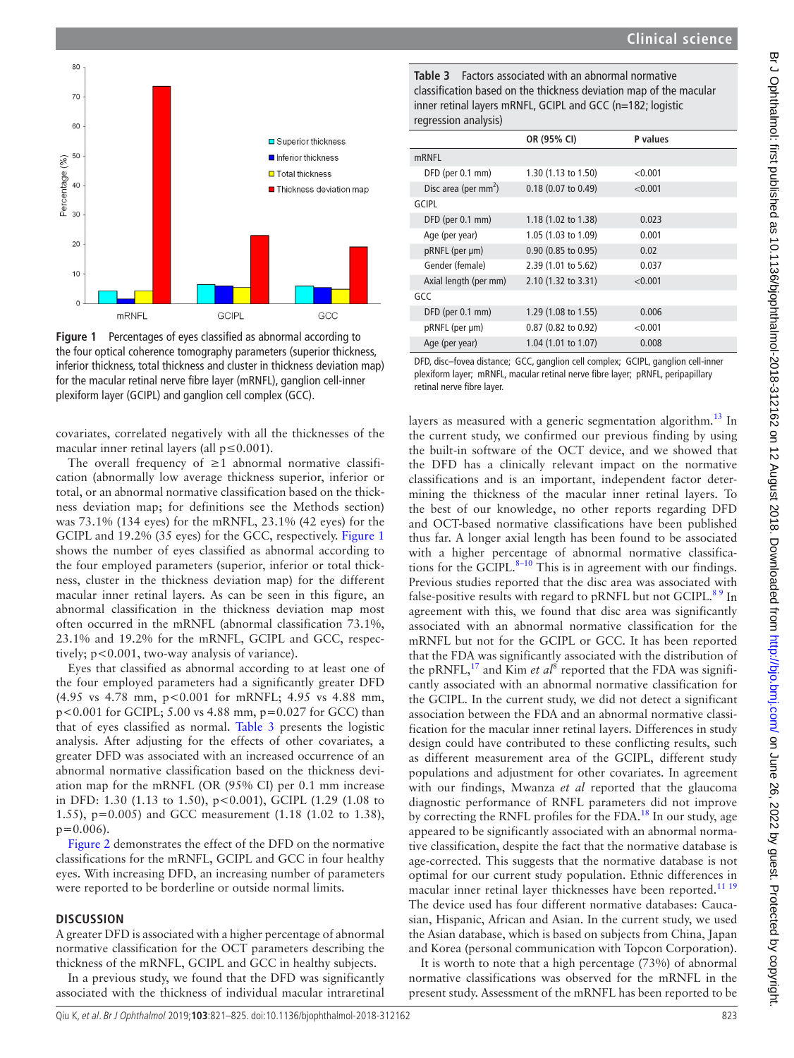80
70
60
50
40
30
20
10
0

Percentage (%)

Superior thickness
Inferior thickness
Total thickness
Thickness deviation map

mRNFL
GCIPL
GCC

**Figure 1** Percentages of eyes classified as abnormal according to the four optical coherence tomography parameters (superior thickness, inferior thickness, total thickness and cluster in thickness deviation map) for the macular retinal nerve fibre layer (mRNFL), ganglion cell-inner plexiform layer (GCIPL) and ganglion cell complex (GCC).

covariates, correlated negatively with all the thicknesses of the macular inner retinal layers (all $p \leq 0.001$).

The overall frequency of ≥1 abnormal normative classification (abnormally low average thickness superior, inferior or total, or an abnormal normative classification based on the thickness deviation map; for definitions see the Methods section) was 73.1% (134 eyes) for the mRNFL, 23.1% (42 eyes) for the GCIPL and 19.2% (35 eyes) for the GCC, respectively. Figure 1 shows the number of eyes classified as abnormal according to the four employed parameters (superior, inferior or total thickness, cluster in the thickness deviation map) for the different macular inner retinal layers. As can be seen in this figure, an abnormal classification in the thickness deviation map most often occurred in the mRNFL (abnormal classification 73.1%, 23.1% and 19.2% for the mRNFL, GCIPL and GCC, respectively; $p<0.001$, two-way analysis of variance).

Eyes that classified as abnormal according to at least one of the four employed parameters had a significantly greater DFD (4.95 vs 4.78 mm, $p<0.001$ for mRNFL; 4.95 vs 4.88 mm, $p<0.001$ for GCIPL; 5.00 vs 4.88 mm, $p=0.027$ for GCC) than that of eyes classified as normal. Table 3 presents the logistic analysis. After adjusting for the effects of other covariates, a greater DFD was associated with an increased occurrence of an abnormal normative classification based on the thickness deviation map for the mRNFL (OR (95% CI) per 0.1 mm increase in DFD: 1.30 (1.13 to 1.50), $p<0.001$), GCIPL (1.29 (1.08 to 1.55), $p=0.005$) and GCC measurement (1.18 (1.02 to 1.38), $p=0.006$).

Figure 2 demonstrates the effect of the DFD on the normative classifications for the mRNFL, GCIPL and GCC in four healthy eyes. With increasing DFD, an increasing number of parameters were reported to be borderline or outside normal limits.

## DISCUSSION

A greater DFD is associated with a higher percentage of abnormal normative classification for the OCT parameters describing the thickness of the mRNFL, GCIPL and GCC in healthy subjects.

In a previous study, we found that the DFD was significantly associated with the thickness of individual macular intraretinal layers as measured with a generic segmentation algorithm.[13] In the current study, we confirmed our previous finding by using the built-in software of the OCT device, and we showed that the DFD has a clinically relevant impact on the normative classifications and is an important, independent factor determining the thickness of the macular inner retinal layers. To the best of our knowledge, no other reports regarding DFD and OCT-based normative classifications have been published thus far. A longer axial length has been found to be associated with a higher percentage of abnormal normative classifications for the GCIPL.[8–10] This is in agreement with our findings. Previous studies reported that the disc area was associated with false-positive results with regard to pRNFL but not GCIPL.[8 9] In agreement with this, we found that disc area was significantly associated with an abnormal normative classification for the mRNFL but not for the GCIPL or GCC. It has been reported that the FDA was significantly associated with the distribution of the pRNFL,[17] and Kim *et al*[8] reported that the FDA was significantly associated with an abnormal normative classification for the GCIPL. In the current study, we did not detect a significant association between the FDA and an abnormal normative classification for the macular inner retinal layers. Differences in study design could have contributed to these conflicting results, such as different measurement area of the GCIPL, different study populations and adjustment for other covariates. In agreement with our findings, Mwanza *et al* reported that the glaucoma diagnostic performance of RNFL parameters did not improve by correcting the RNFL profiles for the FDA.[18] In our study, age appeared to be significantly associated with an abnormal normative classification, despite the fact that the normative database is age-corrected. This suggests that the normative database is not optimal for our current study population. Ethnic differences in macular inner retinal layer thicknesses have been reported.[11 19] The device used has four different normative databases: Caucasian, Hispanic, African and Asian. In the current study, we used the Asian database, which is based on subjects from China, Japan and Korea (personal communication with Topcon Corporation).

It is worth to note that a high percentage (73%) of abnormal normative classifications was observed for the mRNFL in the present study. Assessment of the mRNFL has been reported to be

**Table 3** Factors associated with an abnormal normative classification based on the thickness deviation map of the macular inner retinal layers mRNFL, GCIPL and GCC (n=182; logistic regression analysis)

| | OR (95% CI) | P values |
|---|---|---|
| mRNFL | | |
| DFD (per 0.1 mm) | 1.30 (1.13 to 1.50) | <0.001 |
| Disc area (per mm$^2$) | 0.18 (0.07 to 0.49) | <0.001 |
| GCIPL | | |
| DFD (per 0.1 mm) | 1.18 (1.02 to 1.38) | 0.023 |
| Age (per year) | 1.05 (1.03 to 1.09) | 0.001 |
| pRNFL (per μm) | 0.90 (0.85 to 0.95) | 0.02 |
| Gender (female) | 2.39 (1.01 to 5.62) | 0.037 |
| Axial length (per mm) | 2.10 (1.32 to 3.31) | <0.001 |
| GCC | | |
| DFD (per 0.1 mm) | 1.29 (1.08 to 1.55) | 0.006 |
| pRNFL (per μm) | 0.87 (0.82 to 0.92) | <0.001 |
| Age (per year) | 1.04 (1.01 to 1.07) | 0.008 |

DFD, disc–fovea distance; GCC, ganglion cell complex; GCIPL, ganglion cell-inner plexiform layer; mRNFL, macular retinal nerve fibre layer; pRNFL, peripapillary retinal nerve fibre layer.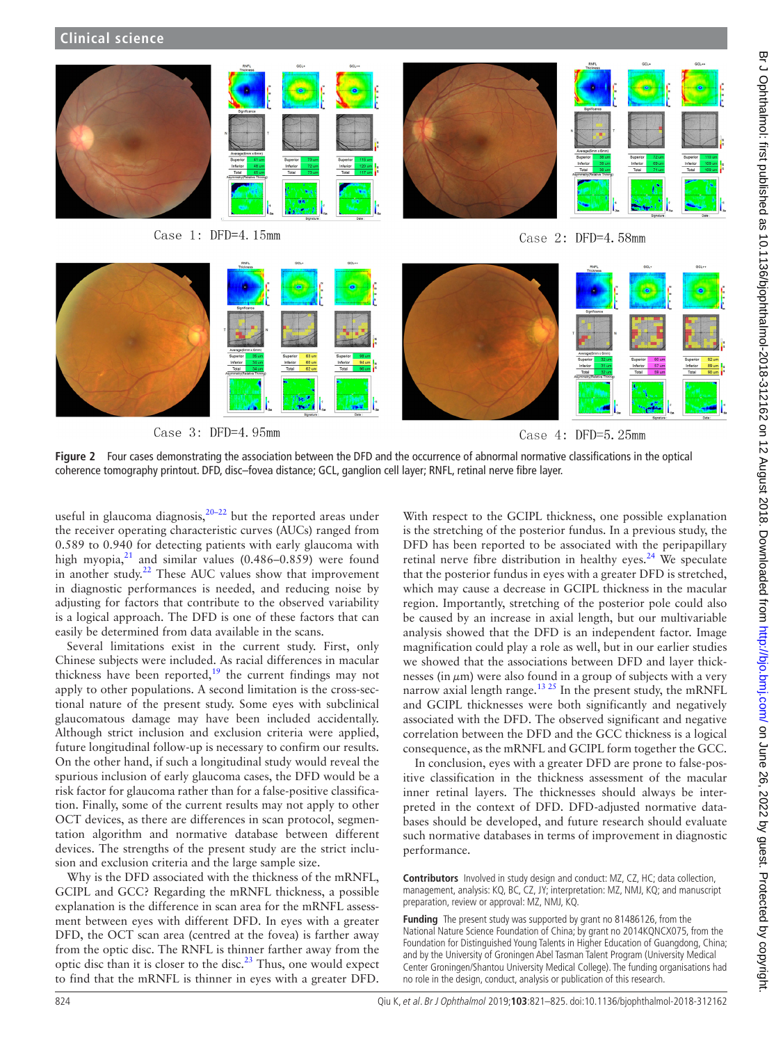Case 1: DFD=4.15mm

Case 2: DFD=4.58mm

Case 3: DFD=4.95mm

Case 4: DFD=5.25mm

**Figure 2** Four cases demonstrating the association between the DFD and the occurrence of abnormal normative classifications in the optical coherence tomography printout. DFD, disc–fovea distance; GCL, ganglion cell layer; RNFL, retinal nerve fibre layer.

useful in glaucoma diagnosis,[20–22] but the reported areas under the receiver operating characteristic curves (AUCs) ranged from 0.589 to 0.940 for detecting patients with early glaucoma with high myopia,[21] and similar values (0.486–0.859) were found in another study.[22] These AUC values show that improvement in diagnostic performances is needed, and reducing noise by adjusting for factors that contribute to the observed variability is a logical approach. The DFD is one of these factors that can easily be determined from data available in the scans.

Several limitations exist in the current study. First, only Chinese subjects were included. As racial differences in macular thickness have been reported,[19] the current findings may not apply to other populations. A second limitation is the cross-sectional nature of the present study. Some eyes with subclinical glaucomatous damage may have been included accidentally. Although strict inclusion and exclusion criteria were applied, future longitudinal follow-up is necessary to confirm our results. On the other hand, if such a longitudinal study would reveal the spurious inclusion of early glaucoma cases, the DFD would be a risk factor for glaucoma rather than for a false-positive classification. Finally, some of the current results may not apply to other OCT devices, as there are differences in scan protocol, segmentation algorithm and normative database between different devices. The strengths of the present study are the strict inclusion and exclusion criteria and the large sample size.

Why is the DFD associated with the thickness of the mRNFL, GCIPL and GCC? Regarding the mRNFL thickness, a possible explanation is the difference in scan area for the mRNFL assessment between eyes with different DFD. In eyes with a greater DFD, the OCT scan area (centred at the fovea) is farther away from the optic disc. The RNFL is thinner farther away from the optic disc than it is closer to the disc.[23] Thus, one would expect to find that the mRNFL is thinner in eyes with a greater DFD. With respect to the GCIPL thickness, one possible explanation is the stretching of the posterior fundus. In a previous study, the DFD has been reported to be associated with the peripapillary retinal nerve fibre distribution in healthy eyes.[24] We speculate that the posterior fundus in eyes with a greater DFD is stretched, which may cause a decrease in GCIPL thickness in the macular region. Importantly, stretching of the posterior pole could also be caused by an increase in axial length, but our multivariable analysis showed that the DFD is an independent factor. Image magnification could play a role as well, but in our earlier studies we showed that the associations between DFD and layer thicknesses (in $\mu$m) were also found in a group of subjects with a very narrow axial length range.[13,25] In the present study, the mRNFL and GCIPL thicknesses were both significantly and negatively associated with the DFD. The observed significant and negative correlation between the DFD and the GCC thickness is a logical consequence, as the mRNFL and GCIPL form together the GCC.

In conclusion, eyes with a greater DFD are prone to false-positive classification in the thickness assessment of the macular inner retinal layers. The thicknesses should always be interpreted in the context of DFD. DFD-adjusted normative databases should be developed, and future research should evaluate such normative databases in terms of improvement in diagnostic performance.

**Contributors** Involved in study design and conduct: MZ, CZ, HC; data collection, management, analysis: KQ, BC, CZ, JY; interpretation: MZ, NMJ, KQ; and manuscript preparation, review or approval: MZ, NMJ, KQ.

**Funding** The present study was supported by grant no 81486126, from the National Nature Science Foundation of China; by grant no 2014KQNCX075, from the Foundation for Distinguished Young Talents in Higher Education of Guangdong, China; and by the University of Groningen Abel Tasman Talent Program (University Medical Center Groningen/Shantou University Medical College). The funding organisations had no role in the design, conduct, analysis or publication of this research.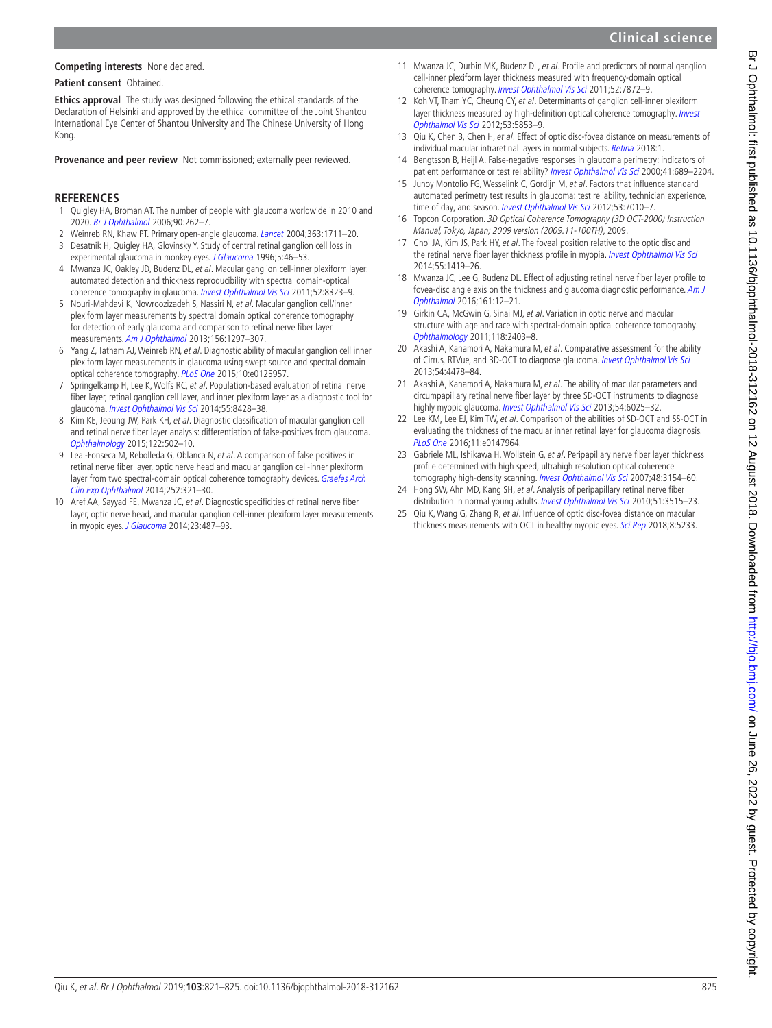**Competing interests** None declared.

**Patient consent** Obtained.

**Ethics approval** The study was designed following the ethical standards of the Declaration of Helsinki and approved by the ethical committee of the Joint Shantou International Eye Center of Shantou University and The Chinese University of Hong Kong.

**Provenance and peer review** Not commissioned; externally peer reviewed.

## REFERENCES

1. Quigley HA, Broman AT. The number of people with glaucoma worldwide in 2010 and 2020. *Br J Ophthalmol* 2006;90:262–7.
2. Weinreb RN, Khaw PT. Primary open-angle glaucoma. *Lancet* 2004;363:1711–20.
3. Desatnik H, Quigley HA, Glovinsky Y. Study of central retinal ganglion cell loss in experimental glaucoma in monkey eyes. *J Glaucoma* 1996;5:46–53.
4. Mwanza JC, Oakley JD, Budenz DL, *et al*. Macular ganglion cell-inner plexiform layer: automated detection and thickness reproducibility with spectral domain-optical coherence tomography in glaucoma. *Invest Ophthalmol Vis Sci* 2011;52:8323–9.
5. Nouri-Mahdavi K, Nowroozizadeh S, Nassiri N, *et al*. Macular ganglion cell/inner plexiform layer measurements by spectral domain optical coherence tomography for detection of early glaucoma and comparison to retinal nerve fiber layer measurements. *Am J Ophthalmol* 2013;156:1297–307.
6. Yang Z, Tatham AJ, Weinreb RN, *et al*. Diagnostic ability of macular ganglion cell inner plexiform layer measurements in glaucoma using swept source and spectral domain optical coherence tomography. *PLoS One* 2015;10:e0125957.
7. Springelkamp H, Lee K, Wolfs RC, *et al*. Population-based evaluation of retinal nerve fiber layer, retinal ganglion cell layer, and inner plexiform layer as a diagnostic tool for glaucoma. *Invest Ophthalmol Vis Sci* 2014;55:8428–38.
8. Kim KE, Jeoung JW, Park KH, *et al*. Diagnostic classification of macular ganglion cell and retinal nerve fiber layer analysis: differentiation of false-positives from glaucoma. *Ophthalmology* 2015;122:502–10.
9. Leal-Fonseca M, Rebolleda G, Oblanca N, *et al*. A comparison of false positives in retinal nerve fiber layer, optic nerve head and macular ganglion cell-inner plexiform layer from two spectral-domain optical coherence tomography devices. *Graefes Arch Clin Exp Ophthalmol* 2014;252:321–30.
10. Aref AA, Sayyad FE, Mwanza JC, *et al*. Diagnostic specificities of retinal nerve fiber layer, optic nerve head, and macular ganglion cell-inner plexiform layer measurements in myopic eyes. *J Glaucoma* 2014;23:487–93.
11. Mwanza JC, Durbin MK, Budenz DL, *et al*. Profile and predictors of normal ganglion cell-inner plexiform layer thickness measured with frequency-domain optical coherence tomography. *Invest Ophthalmol Vis Sci* 2011;52:7872–9.
12. Koh VT, Tham YC, Cheung CY, *et al*. Determinants of ganglion cell-inner plexiform layer thickness measured by high-definition optical coherence tomography. *Invest Ophthalmol Vis Sci* 2012;53:5853–9.
13. Qiu K, Chen B, Chen H, *et al*. Effect of optic disc-fovea distance on measurements of individual macular intraretinal layers in normal subjects. *Retina* 2018:1.
14. Bengtsson B, Heijl A. False-negative responses in glaucoma perimetry: indicators of patient performance or test reliability? *Invest Ophthalmol Vis Sci* 2000;41:689–2204.
15. Junoy Montolio FG, Wesselink C, Gordijn M, *et al*. Factors that influence standard automated perimetry test results in glaucoma: test reliability, technician experience, time of day, and season. *Invest Ophthalmol Vis Sci* 2012;53:7010–7.
16. Topcon Corporation. *3D Optical Coherence Tomography (3D OCT-2000) Instruction Manual, Tokyo, Japan; 2009 version (2009.11-100TH)*, 2009.
17. Choi JA, Kim JS, Park HY, *et al*. The foveal position relative to the optic disc and the retinal nerve fiber layer thickness profile in myopia. *Invest Ophthalmol Vis Sci* 2014;55:1419–26.
18. Mwanza JC, Lee G, Budenz DL. Effect of adjusting retinal nerve fiber layer profile to fovea-disc angle axis on the thickness and glaucoma diagnostic performance. *Am J Ophthalmol* 2016;161:12–21.
19. Girkin CA, McGwin G, Sinai MJ, *et al*. Variation in optic nerve and macular structure with age and race with spectral-domain optical coherence tomography. *Ophthalmology* 2011;118:2403–8.
20. Akashi A, Kanamori A, Nakamura M, *et al*. Comparative assessment for the ability of Cirrus, RTVue, and 3D-OCT to diagnose glaucoma. *Invest Ophthalmol Vis Sci* 2013;54:4478–84.
21. Akashi A, Kanamori A, Nakamura M, *et al*. The ability of macular parameters and circumpapillary retinal nerve fiber layer by three SD-OCT instruments to diagnose highly myopic glaucoma. *Invest Ophthalmol Vis Sci* 2013;54:6025–32.
22. Lee KM, Lee EJ, Kim TW, *et al*. Comparison of the abilities of SD-OCT and SS-OCT in evaluating the thickness of the macular inner retinal layer for glaucoma diagnosis. *PLoS One* 2016;11:e0147964.
23. Gabriele ML, Ishikawa H, Wollstein G, *et al*. Peripapillary nerve fiber layer thickness profile determined with high speed, ultrahigh resolution optical coherence tomography high-density scanning. *Invest Ophthalmol Vis Sci* 2007;48:3154–60.
24. Hong SW, Ahn MD, Kang SH, *et al*. Analysis of peripapillary retinal nerve fiber distribution in normal young adults. *Invest Ophthalmol Vis Sci* 2010;51:3515–23.
25. Qiu K, Wang G, Zhang R, *et al*. Influence of optic disc-fovea distance on macular thickness measurements with OCT in healthy myopic eyes. *Sci Rep* 2018;8:5233.